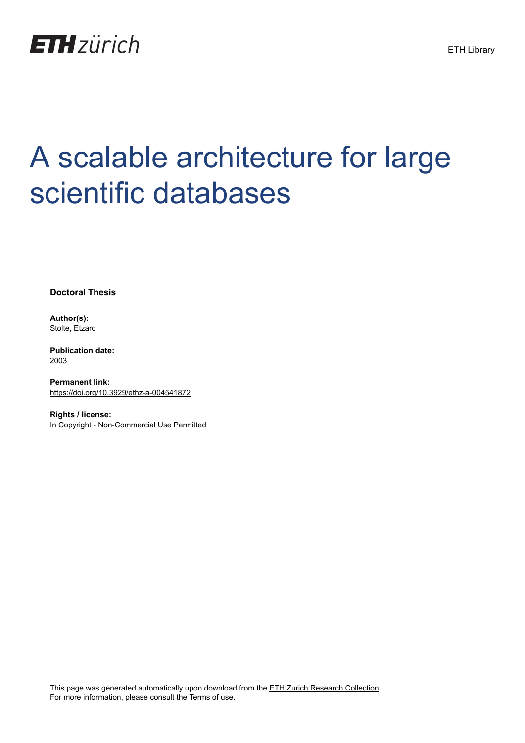ETH zürich

ETH Library

# A scalable architecture for large scientific databases

**Doctoral Thesis**

**Author(s):**
Stolte, Etzard

**Publication date:**
2003

**Permanent link:**
https://doi.org/10.3929/ethz-a-004541872

**Rights / license:**
In Copyright - Non-Commercial Use Permitted

This page was generated automatically upon download from the ETH Zurich Research Collection.
For more information, please consult the Terms of use.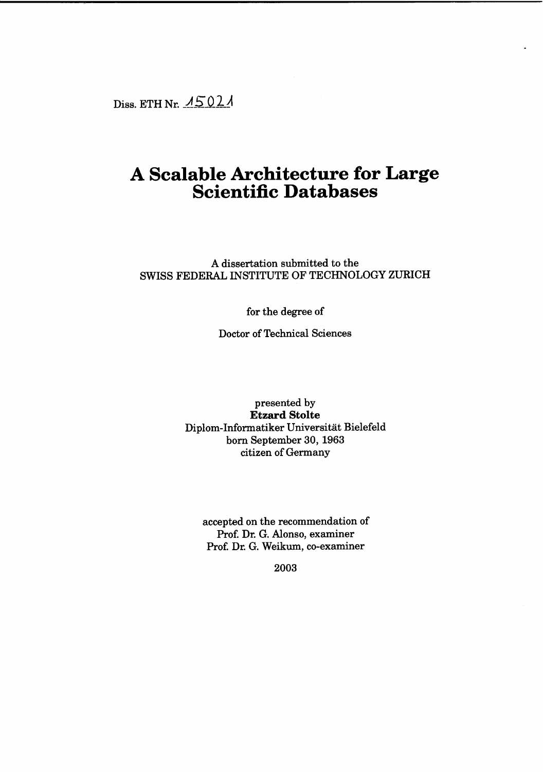Diss. ETH Nr. 15021

# A Scalable Architecture for Large Scientific Databases

A dissertation submitted to the
SWISS FEDERAL INSTITUTE OF TECHNOLOGY ZURICH

for the degree of

Doctor of Technical Sciences

presented by
**Etzard Stolte**
Diplom-Informatiker Universität Bielefeld
born September 30, 1963
citizen of Germany

accepted on the recommendation of
Prof. Dr. G. Alonso, examiner
Prof. Dr. G. Weikum, co-examiner

2003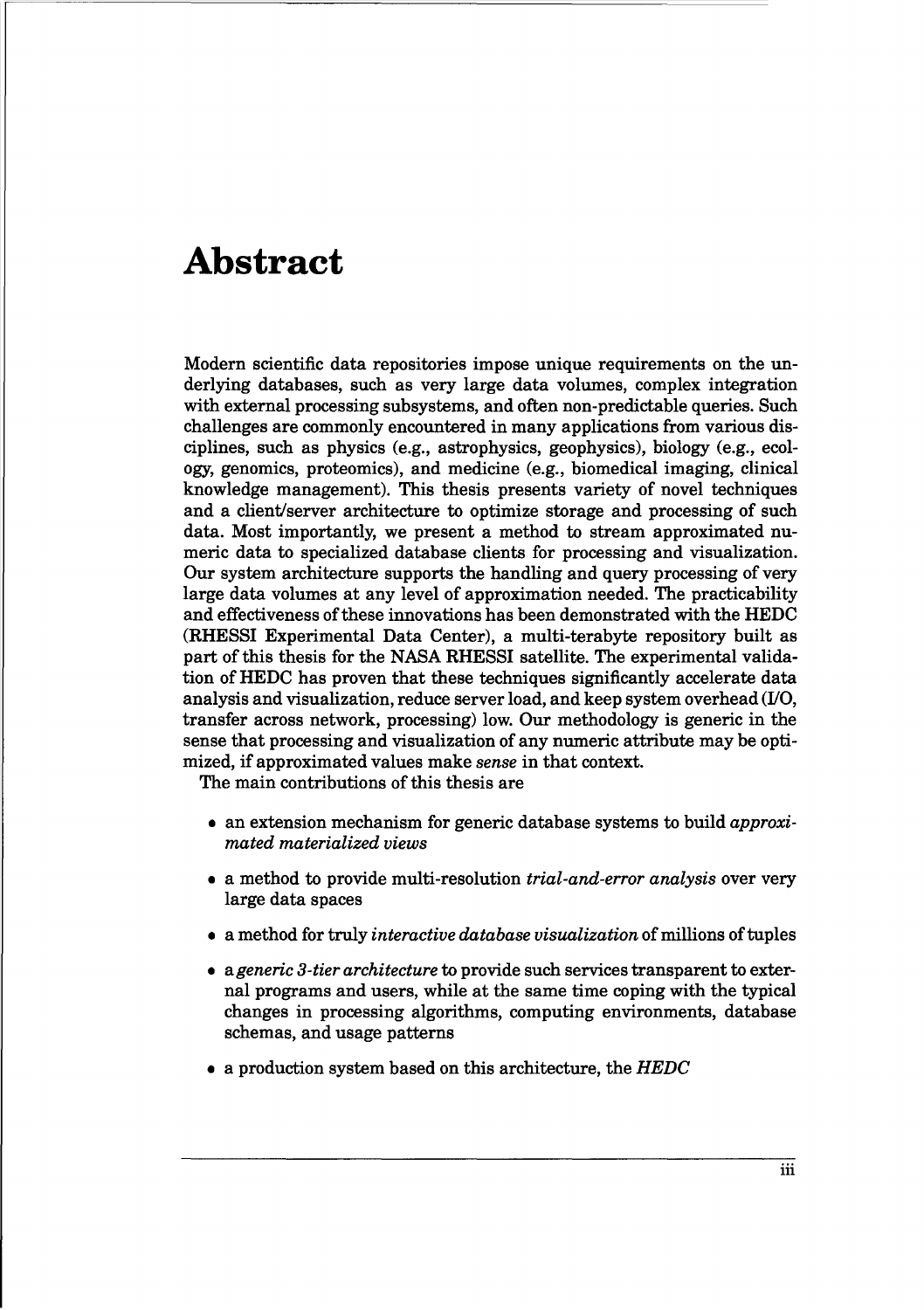# Abstract

Modern scientific data repositories impose unique requirements on the underlying databases, such as very large data volumes, complex integration with external processing subsystems, and often non-predictable queries. Such challenges are commonly encountered in many applications from various disciplines, such as physics (e.g., astrophysics, geophysics), biology (e.g., ecology, genomics, proteomics), and medicine (e.g., biomedical imaging, clinical knowledge management). This thesis presents variety of novel techniques and a client/server architecture to optimize storage and processing of such data. Most importantly, we present a method to stream approximated numeric data to specialized database clients for processing and visualization. Our system architecture supports the handling and query processing of very large data volumes at any level of approximation needed. The practicability and effectiveness of these innovations has been demonstrated with the HEDC (RHESSI Experimental Data Center), a multi-terabyte repository built as part of this thesis for the NASA RHESSI satellite. The experimental validation of HEDC has proven that these techniques significantly accelerate data analysis and visualization, reduce server load, and keep system overhead (I/O, transfer across network, processing) low. Our methodology is generic in the sense that processing and visualization of any numeric attribute may be optimized, if approximated values make *sense* in that context.

The main contributions of this thesis are

- an extension mechanism for generic database systems to build *approximated materialized views*
- a method to provide multi-resolution *trial-and-error analysis* over very large data spaces
- a method for truly *interactive database visualization* of millions of tuples
- a *generic 3-tier architecture* to provide such services transparent to external programs and users, while at the same time coping with the typical changes in processing algorithms, computing environments, database schemas, and usage patterns
- a production system based on this architecture, the *HEDC*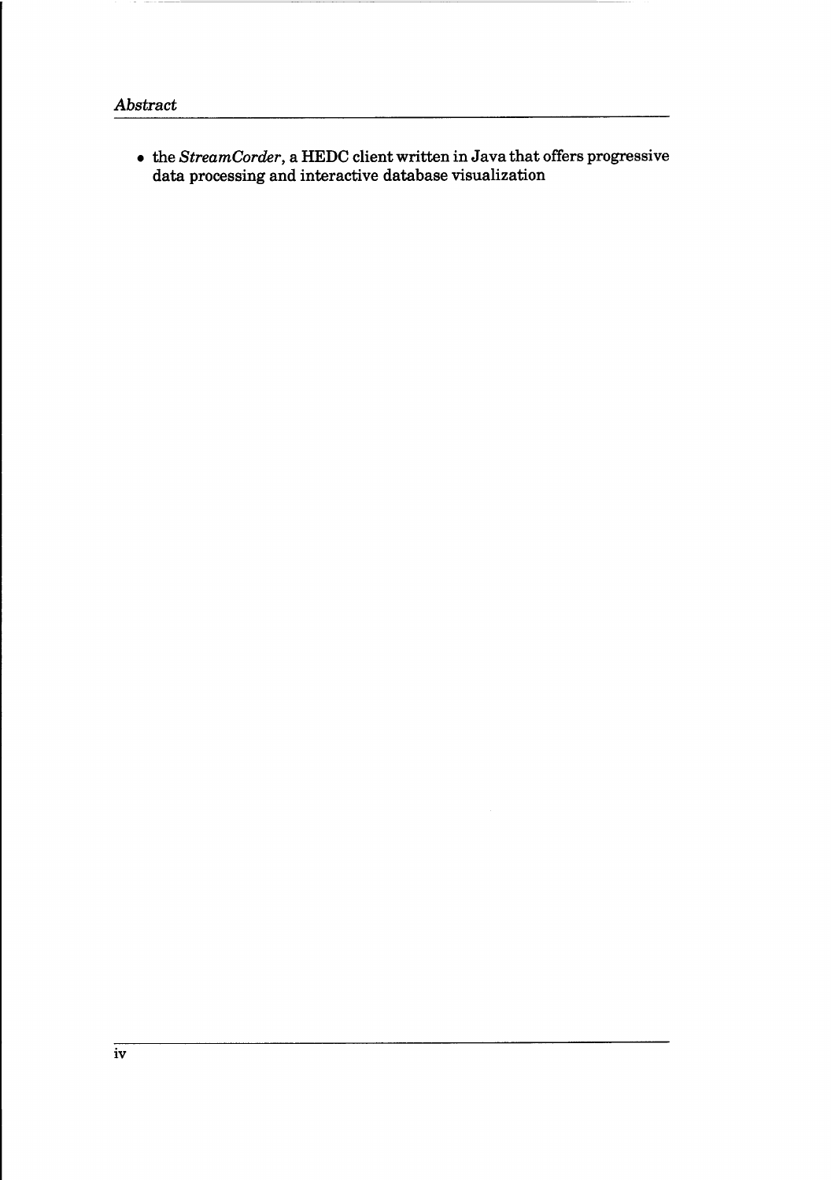- the *StreamCorder*, a HEDC client written in Java that offers progressive data processing and interactive database visualization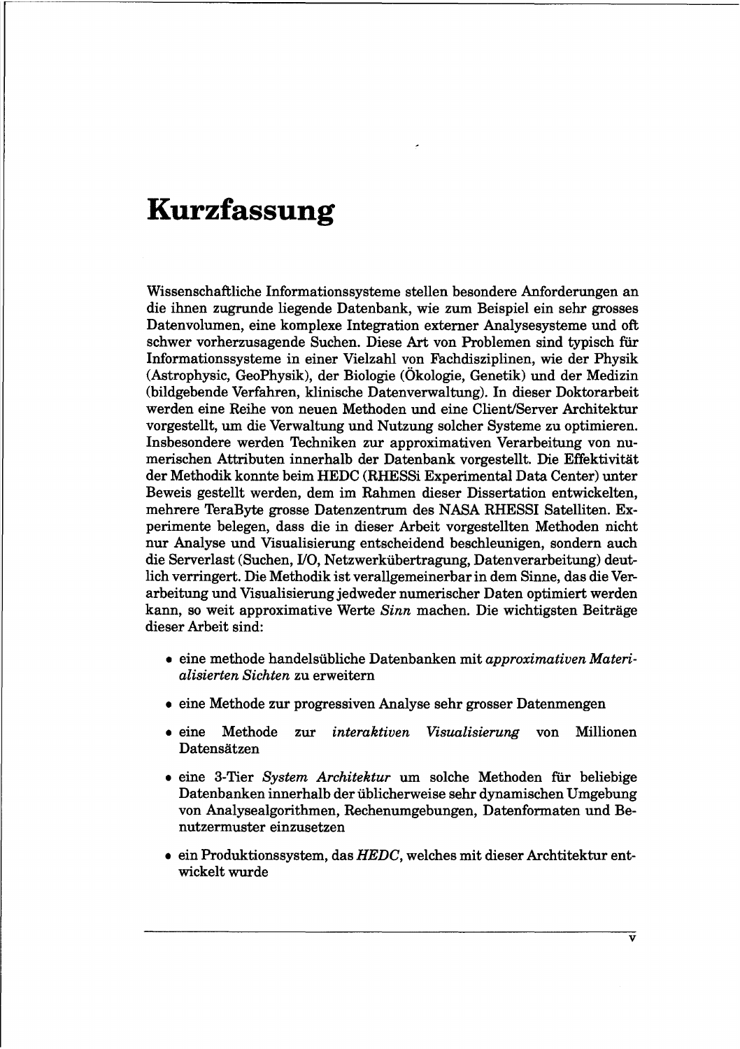# Kurzfassung

Wissenschaftliche Informationssysteme stellen besondere Anforderungen an die ihnen zugrunde liegende Datenbank, wie zum Beispiel ein sehr grosses Datenvolumen, eine komplexe Integration externer Analysesysteme und oft schwer vorherzusagende Suchen. Diese Art von Problemen sind typisch für Informationssysteme in einer Vielzahl von Fachdisziplinen, wie der Physik (Astrophysic, GeoPhysik), der Biologie (Ökologie, Genetik) und der Medizin (bildgebende Verfahren, klinische Datenverwaltung). In dieser Doktorarbeit werden eine Reihe von neuen Methoden und eine Client/Server Architektur vorgestellt, um die Verwaltung und Nutzung solcher Systeme zu optimieren. Insbesondere werden Techniken zur approximativen Verarbeitung von numerischen Attributen innerhalb der Datenbank vorgestellt. Die Effektivität der Methodik konnte beim HEDC (RHESSi Experimental Data Center) unter Beweis gestellt werden, dem im Rahmen dieser Dissertation entwickelten, mehrere TeraByte grosse Datenzentrum des NASA RHESSI Satelliten. Experimente belegen, dass die in dieser Arbeit vorgestellten Methoden nicht nur Analyse und Visualisierung entscheidend beschleunigen, sondern auch die Serverlast (Suchen, I/O, Netzwerkübertragung, Datenverarbeitung) deutlich verringert. Die Methodik ist verallgemeinerbar in dem Sinne, das die Verarbeitung und Visualisierung jedweder numerischer Daten optimiert werden kann, so weit approximative Werte *Sinn* machen. Die wichtigsten Beiträge dieser Arbeit sind:

- eine methode handelsübliche Datenbanken mit *approximativen Materialisierten Sichten* zu erweitern
- eine Methode zur progressiven Analyse sehr grosser Datenmengen
- eine Methode zur *interaktiven Visualisierung* von Millionen Datensätzen
- eine 3-Tier *System Architektur* um solche Methoden für beliebige Datenbanken innerhalb der üblicherweise sehr dynamischen Umgebung von Analysealgorithmen, Rechenumgebungen, Datenformaten und Benutzermuster einzusetzen
- ein Produktionssystem, das *HEDC*, welches mit dieser Archtitektur entwickelt wurde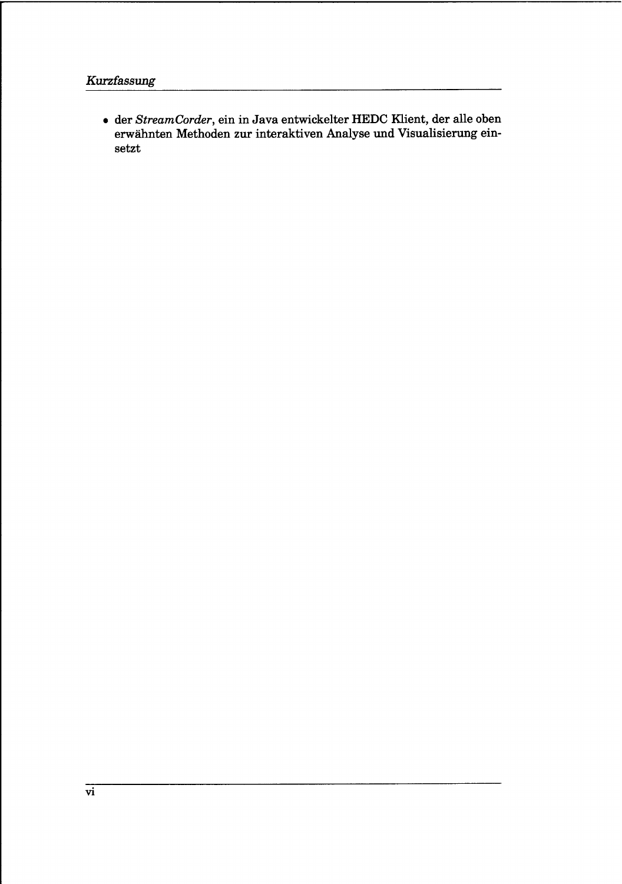- der *StreamCorder*, ein in Java entwickelter HEDC Klient, der alle oben erwähnten Methoden zur interaktiven Analyse und Visualisierung einsetzt